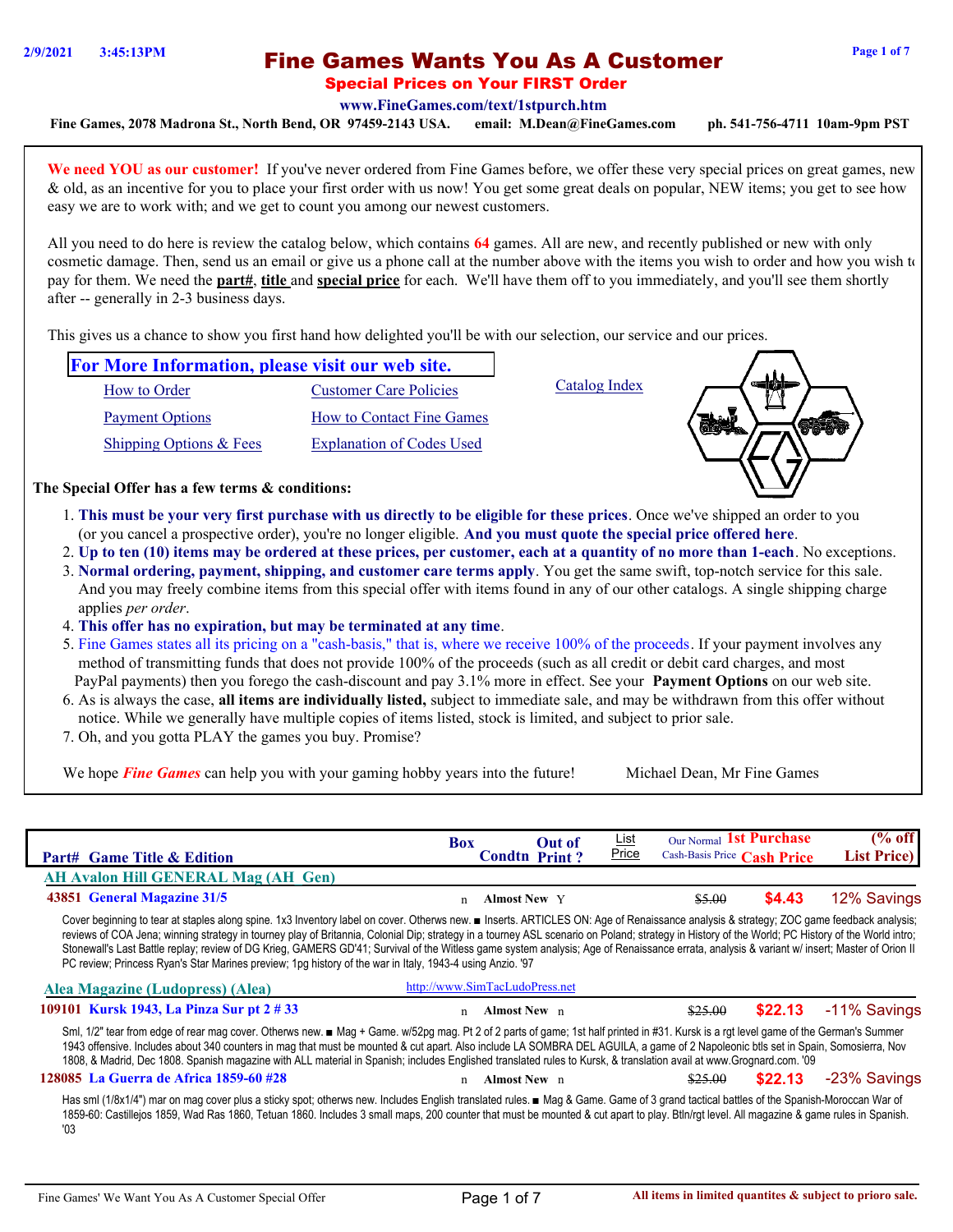# Fine Games Wants You As A Customer

## Special Prices on Your FIRST Order

www.FineGames.com/text/1stpurch.htm

Fine Games, 2078 Madrona St., North Bend, OR 97459-2143 USA. email: M.Dean@FineGames.com ph. 541-756-4711 10am-9pm PST

**We need YOU as our customer!** If you've never ordered from Fine Games before, we offer these very special prices on great games, new & old, as an incentive for you to place your first order with us now! You get some great deals on popular, NEW items; you get to see how easy we are to work with; and we get to count you among our newest customers.

All you need to do here is review the catalog below, which contains **64** games. All are new, and recently published or new with only cosmetic damage. Then, send us an email or give us a phone call at the number above with the items you wish to order and how you wish to pay for them. We need the **part#**, **title** and **special price** for each. We'll have them off to you immediately, and you'll see them shortly after -- generally in 2-3 business days.

This gives us a chance to show you first hand how delighted you'll be with our selection, our service and our prices.

**For More Information, please visit our web site.**

- How to Order
- Payment Options
- Shipping Options & Fees
- Customer Care Policies
- How to Contact Fine Games
- Explanation of Codes Used
- Catalog Index

**The Special Offer has a few terms & conditions:**

1. **This must be your very first purchase with us directly to be eligible for these prices**. Once we've shipped an order to you (or you cancel a prospective order), you're no longer eligible. **And you must quote the special price offered here**.
2. **Up to ten (10) items may be ordered at these prices, per customer, each at a quantity of no more than 1-each**. No exceptions.
3. **Normal ordering, payment, shipping, and customer care terms apply**. You get the same swift, top-notch service for this sale. And you may freely combine items from this special offer with items found in any of our other catalogs. A single shipping charge applies *per order*.
4. **This offer has no expiration, but may be terminated at any time**.
5. Fine Games states all its pricing on a "cash-basis," that is, where we receive 100% of the proceeds. If your payment involves any method of transmitting funds that does not provide 100% of the proceeds (such as all credit or debit card charges, and most PayPal payments) then you forego the cash-discount and pay 3.1% more in effect. See your **Payment Options** on our web site.
6. As is always the case, **all items are individually listed,** subject to immediate sale, and may be withdrawn from this offer without notice. While we generally have multiple copies of items listed, stock is limited, and subject to prior sale.
7. Oh, and you gotta PLAY the games you buy. Promise?

We hope ***Fine Games*** can help you with your gaming hobby years into the future! Michael Dean, Mr Fine Games

| Part# | Game Title & Edition | Box | Condtn | Out of Print ? | List Price | Our Normal Cash-Basis Price | 1st Purchase Cash Price | (% off List Price) |
|---|---|---|---|---|---|---|---|---|
| **AH Avalon Hill GENERAL Mag (AH Gen)** | | | | | | | | |
| 43851 | General Magazine 31/5 | n | Almost New | Y | ~~$5.00~~ | | $4.43 | 12% Savings |
| | Cover beginning to tear at staples along spine. 1x3 Inventory label on cover. Otherws new. ■ Inserts. ARTICLES ON: Age of Renaissance analysis & strategy; ZOC game feedback analysis; reviews of COA Jena; winning strategy in tourney play of Britannia, Colonial Dip; strategy in a tourney ASL scenario on Poland; strategy in History of the World; PC History of the World intro; Stonewall's Last Battle replay; review of DG Krieg, GAMERS GD'41; Survival of the Witless game system analysis; Age of Renaissance errata, analysis & variant w/ insert; Master of Orion II PC review; Princess Ryan's Star Marines preview; 1pg history of the war in Italy, 1943-4 using Anzio. '97 | | | | | | | |
| **Alea Magazine (Ludopress) (Alea)** | http://www.SimTacLudoPress.net | | | | | | | |
| 109101 | Kursk 1943, La Pinza Sur pt 2 # 33 | n | Almost New | n | ~~$25.00~~ | | $22.13 | -11% Savings |
| | Sml, 1/2" tear from edge of rear mag cover. Otherws new. ■ Mag + Game. w/52pg mag. Pt 2 of 2 parts of game; 1st half printed in #31. Kursk is a rgt level game of the German's Summer 1943 offensive. Includes about 340 counters in mag that must be mounted & cut apart. Also include LA SOMBRA DEL AGUILA, a game of 2 Napoleonic btls set in Spain, Somosierra, Nov 1808, & Madrid, Dec 1808. Spanish magazine with ALL material in Spanish; includes Englished translated rules to Kursk, & translation avail at www.Grognard.com. '09 | | | | | | | |
| 128085 | La Guerra de Africa 1859-60 #28 | n | Almost New | n | ~~$25.00~~ | | $22.13 | -23% Savings |
| | Has sml (1/8x1/4") mar on mag cover plus a sticky spot; otherws new. Includes English translated rules. ■ Mag & Game. Game of 3 grand tactical battles of the Spanish-Moroccan War of 1859-60: Castillejos 1859, Wad Ras 1860, Tetuan 1860. Includes 3 small maps, 200 counter that must be mounted & cut apart to play. Btln/rgt level. All magazine & game rules in Spanish. '03 | | | | | | | |

All items in limited quantites & subject to prioro sale.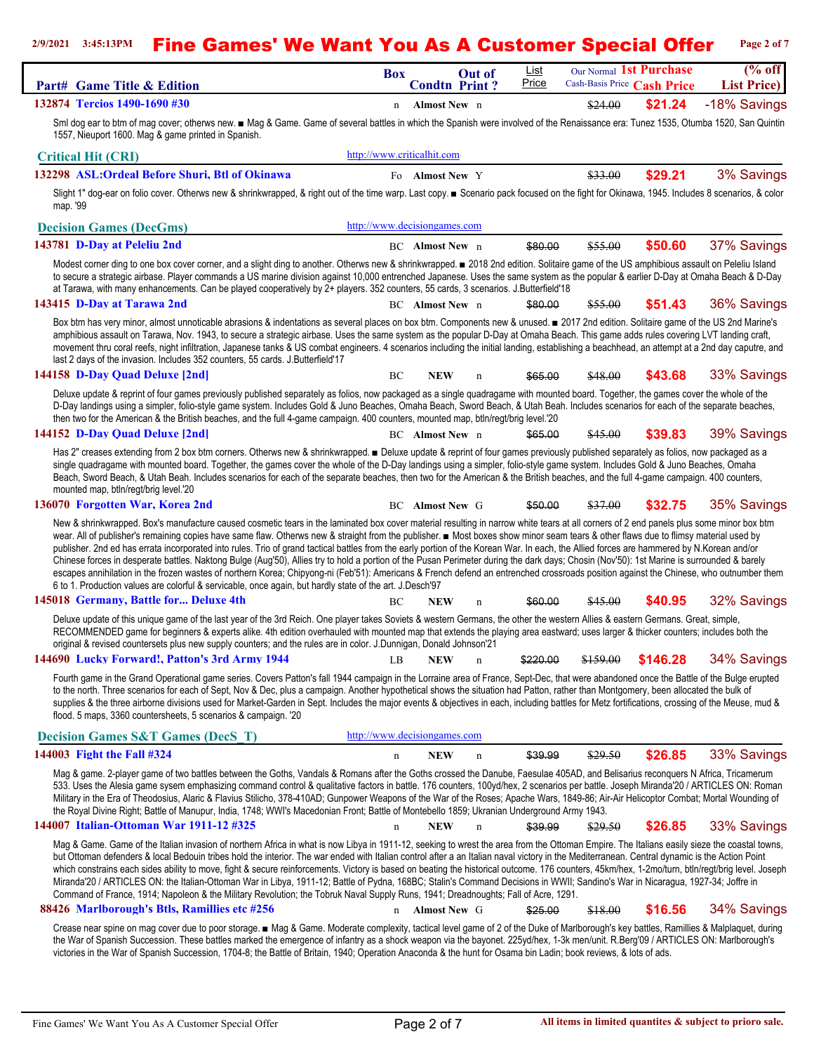# Fine Games' We Want You As A Customer Special Offer

2/9/2021 3:45:13PM

| Part# | Game Title & Edition | Box | Condtn | Out of Print ? | List Price | Our Normal Cash-Basis Price | 1st Purchase Cash Price | (% off List Price) |
|---|---|---|---|---|---|---|---|---|
| 132874 | Tercios 1490-1690 #30 | n | Almost New | n | | ~~$24.00~~ | $21.24 | -18% Savings |

Sml dog ear to btm of mag cover; otherws new. ■ Mag & Game. Game of several battles in which the Spanish were involved of the Renaissance era: Tunez 1535, Otumba 1520, San Quintin 1557, Nieuport 1600. Mag & game printed in Spanish.

## Critical Hit (CRI)

http://www.criticalhit.com

| Part# | Game Title & Edition | Box | Condtn | Out of Print ? | List Price | Our Normal Cash-Basis Price | 1st Purchase Cash Price | (% off List Price) |
|---|---|---|---|---|---|---|---|---|
| 132298 | ASL:Ordeal Before Shuri, Btl of Okinawa | Fo | Almost New | Y | | ~~$33.00~~ | $29.21 | 3% Savings |

Slight 1" dog-ear on folio cover. Otherws new & shrinkwrapped, & right out of the time warp. Last copy. ■ Scenario pack focused on the fight for Okinawa, 1945. Includes 8 scenarios, & color map. '99

## Decision Games (DecGms)

http://www.decisiongames.com

| Part# | Game Title & Edition | Box | Condtn | Out of Print ? | List Price | Our Normal Cash-Basis Price | 1st Purchase Cash Price | (% off List Price) |
|---|---|---|---|---|---|---|---|---|
| 143781 | D-Day at Peleliu 2nd | BC | Almost New | n | ~~$80.00~~ | ~~$55.00~~ | $50.60 | 37% Savings |

Modest corner ding to one box cover corner, and a slight ding to another. Otherws new & shrinkwrapped. ■ 2018 2nd edition. Solitaire game of the US amphibious assault on Peleliu Island to secure a strategic airbase. Player commands a US marine division against 10,000 entrenched Japanese. Uses the same system as the popular & earlier D-Day at Omaha Beach & D-Day at Tarawa, with many enhancements. Can be played cooperatively by 2+ players. 352 counters, 55 cards, 3 scenarios. J.Butterfield'18

| Part# | Game Title & Edition | Box | Condtn | Out of Print ? | List Price | Our Normal Cash-Basis Price | 1st Purchase Cash Price | (% off List Price) |
|---|---|---|---|---|---|---|---|---|
| 143415 | D-Day at Tarawa 2nd | BC | Almost New | n | ~~$80.00~~ | ~~$55.00~~ | $51.43 | 36% Savings |

Box btm has very minor, almost unnoticable abrasions & indentations as several places on box btm. Components new & unused. ■ 2017 2nd edition. Solitaire game of the US 2nd Marine's amphibious assault on Tarawa, Nov. 1943, to secure a strategic airbase. Uses the same system as the popular D-Day at Omaha Beach. This game adds rules covering LVT landing craft, movement thru coral reefs, night infiltration, Japanese tanks & US combat engineers. 4 scenarios including the initial landing, establishing a beachhead, an attempt at a 2nd day caputre, and last 2 days of the invasion. Includes 352 counters, 55 cards. J.Butterfield'17

| Part# | Game Title & Edition | Box | Condtn | Out of Print ? | List Price | Our Normal Cash-Basis Price | 1st Purchase Cash Price | (% off List Price) |
|---|---|---|---|---|---|---|---|---|
| 144158 | D-Day Quad Deluxe [2nd] | BC | NEW | n | ~~$65.00~~ | ~~$48.00~~ | $43.68 | 33% Savings |

Deluxe update & reprint of four games previously published separately as folios, now packaged as a single quadragame with mounted board. Together, the games cover the whole of the D-Day landings using a simpler, folio-style game system. Includes Gold & Juno Beaches, Omaha Beach, Sword Beach, & Utah Beah. Includes scenarios for each of the separate beaches, then two for the American & the British beaches, and the full 4-game campaign. 400 counters, mounted map, btln/regt/brig level.'20

| Part# | Game Title & Edition | Box | Condtn | Out of Print ? | List Price | Our Normal Cash-Basis Price | 1st Purchase Cash Price | (% off List Price) |
|---|---|---|---|---|---|---|---|---|
| 144152 | D-Day Quad Deluxe [2nd] | BC | Almost New | n | ~~$65.00~~ | ~~$45.00~~ | $39.83 | 39% Savings |

Has 2" creases extending from 2 box btm corners. Otherws new & shrinkwrapped. ■ Deluxe update & reprint of four games previously published separately as folios, now packaged as a single quadragame with mounted board. Together, the games cover the whole of the D-Day landings using a simpler, folio-style game system. Includes Gold & Juno Beaches, Omaha Beach, Sword Beach, & Utah Beah. Includes scenarios for each of the separate beaches, then two for the American & the British beaches, and the full 4-game campaign. 400 counters, mounted map, btln/regt/brig level.'20

| Part# | Game Title & Edition | Box | Condtn | Out of Print ? | List Price | Our Normal Cash-Basis Price | 1st Purchase Cash Price | (% off List Price) |
|---|---|---|---|---|---|---|---|---|
| 136070 | Forgotten War, Korea 2nd | BC | Almost New | G | ~~$50.00~~ | ~~$37.00~~ | $32.75 | 35% Savings |

New & shrinkwrapped. Box's manufacture caused cosmetic tears in the laminated box cover material resulting in narrow white tears at all corners of 2 end panels plus some minor box btm wear. All of publisher's remaining copies have same flaw. Otherws new & straight from the publisher. ■ Most boxes show minor seam tears & other flaws due to flimsy material used by publisher. 2nd ed has errata incorporated into rules. Trio of grand tactical battles from the early portion of the Korean War. In each, the Allied forces are hammered by N.Korean and/or Chinese forces in desperate battles. Naktong Bulge (Aug'50), Allies try to hold a portion of the Pusan Perimeter during the dark days; Chosin (Nov'50): 1st Marine is surrounded & barely escapes annihilation in the frozen wastes of northern Korea; Chipyong-ni (Feb'51): Americans & French defend an entrenched crossroads position against the Chinese, who outnumber them 6 to 1. Production values are colorful & servicable, once again, but hardly state of the art. J.Desch'97

| Part# | Game Title & Edition | Box | Condtn | Out of Print ? | List Price | Our Normal Cash-Basis Price | 1st Purchase Cash Price | (% off List Price) |
|---|---|---|---|---|---|---|---|---|
| 145018 | Germany, Battle for... Deluxe 4th | BC | NEW | n | ~~$60.00~~ | ~~$45.00~~ | $40.95 | 32% Savings |

Deluxe update of this unique game of the last year of the 3rd Reich. One player takes Soviets & western Germans, the other the western Allies & eastern Germans. Great, simple, RECOMMENDED game for beginners & experts alike. 4th edition overhauled with mounted map that extends the playing area eastward; uses larger & thicker counters; includes both the original & revised countersets plus new supply counters; and the rules are in color. J.Dunnigan, Donald Johnson'21

| Part# | Game Title & Edition | Box | Condtn | Out of Print ? | List Price | Our Normal Cash-Basis Price | 1st Purchase Cash Price | (% off List Price) |
|---|---|---|---|---|---|---|---|---|
| 144690 | Lucky Forward!, Patton's 3rd Army 1944 | LB | NEW | n | ~~$220.00~~ | ~~$159.00~~ | $146.28 | 34% Savings |

Fourth game in the Grand Operational game series. Covers Patton's fall 1944 campaign in the Lorraine area of France, Sept-Dec, that were abandoned once the Battle of the Bulge erupted to the north. Three scenarios for each of Sept, Nov & Dec, plus a campaign. Another hypothetical shows the situation had Patton, rather than Montgomery, been allocated the bulk of supplies & the three airborne divisions used for Market-Garden in Sept. Includes the major events & objectives in each, including battles for Metz fortifications, crossing of the Meuse, mud & flood. 5 maps, 3360 countersheets, 5 scenarios & campaign. '20

## Decision Games S&T Games (DecS_T)

http://www.decisiongames.com

| Part# | Game Title & Edition | Box | Condtn | Out of Print ? | List Price | Our Normal Cash-Basis Price | 1st Purchase Cash Price | (% off List Price) |
|---|---|---|---|---|---|---|---|---|
| 144003 | Fight the Fall #324 | n | NEW | n | ~~$39.99~~ | ~~$29.50~~ | $26.85 | 33% Savings |

Mag & game. 2-player game of two battles between the Goths, Vandals & Romans after the Goths crossed the Danube, Faesulae 405AD, and Belisarius reconquers N Africa, Tricamerum 533. Uses the Alesia game system emphasizing command control & qualitative factors in battle. 176 counters, 100yd/hex, 2 scenarios per battle. Joseph Miranda'20 / ARTICLES ON: Roman Military in the Era of Theodosius, Alaric & Flavius Stilicho, 378-410AD; Gunpower Weapons of the War of the Roses; Apache Wars, 1849-86; Air-Air Helicopter Combat; Mortal Wounding of the Royal Divine Right; Battle of Manupur, India, 1748; WWI's Macedonian Front; Battle of Montebello 1859; Ukranian Underground Army 1943.

| Part# | Game Title & Edition | Box | Condtn | Out of Print ? | List Price | Our Normal Cash-Basis Price | 1st Purchase Cash Price | (% off List Price) |
|---|---|---|---|---|---|---|---|---|
| 144007 | Italian-Ottoman War 1911-12 #325 | n | NEW | n | ~~$39.99~~ | ~~$29.50~~ | $26.85 | 33% Savings |

Mag & Game. Game of the Italian invasion of northern Africa in what is now Libya in 1911-12, seeking to wrest the area from the Ottoman Empire. The Italians easily sieze the coastal towns, but Ottoman defenders & local Bedouin tribes hold the interior. The war ended with Italian control after a an Italian naval victory in the Mediterranean. Central dynamic is the Action Point which constrains each sides ability to move, fight & secure reinforcements. Victory is based on beating the historical outcome. 176 counters, 45km/hex, 1-2mo/turn, btln/regt/brig level. Joseph Miranda'20 / ARTICLES ON: the Italian-Ottoman War in Libya, 1911-12; Battle of Pydna, 168BC; Stalin's Command Decisions in WWII; Sandino's War in Nicaragua, 1927-34; Joffre in Command of France, 1914; Napoleon & the Military Revolution; the Tobruk Naval Supply Runs, 1941; Dreadnoughts; Fall of Acre, 1291.

| Part# | Game Title & Edition | Box | Condtn | Out of Print ? | List Price | Our Normal Cash-Basis Price | 1st Purchase Cash Price | (% off List Price) |
|---|---|---|---|---|---|---|---|---|
| 88426 | Marlborough's Btls, Ramillies etc #256 | n | Almost New | G | ~~$25.00~~ | ~~$18.00~~ | $16.56 | 34% Savings |

Crease near spine on mag cover due to poor storage. ■ Mag & Game. Moderate complexity, tactical level game of 2 of the Duke of Marlborough's key battles, Ramillies & Malplaquet, during the War of Spanish Succession. These battles marked the emergence of infantry as a shock weapon via the bayonet. 225yd/hex, 1-3k men/unit. R.Berg'09 / ARTICLES ON: Marlborough's victories in the War of Spanish Succession, 1704-8; the Battle of Britain, 1940; Operation Anaconda & the hunt for Osama bin Ladin; book reviews, & lots of ads.

All items in limited quantites & subject to priora sale.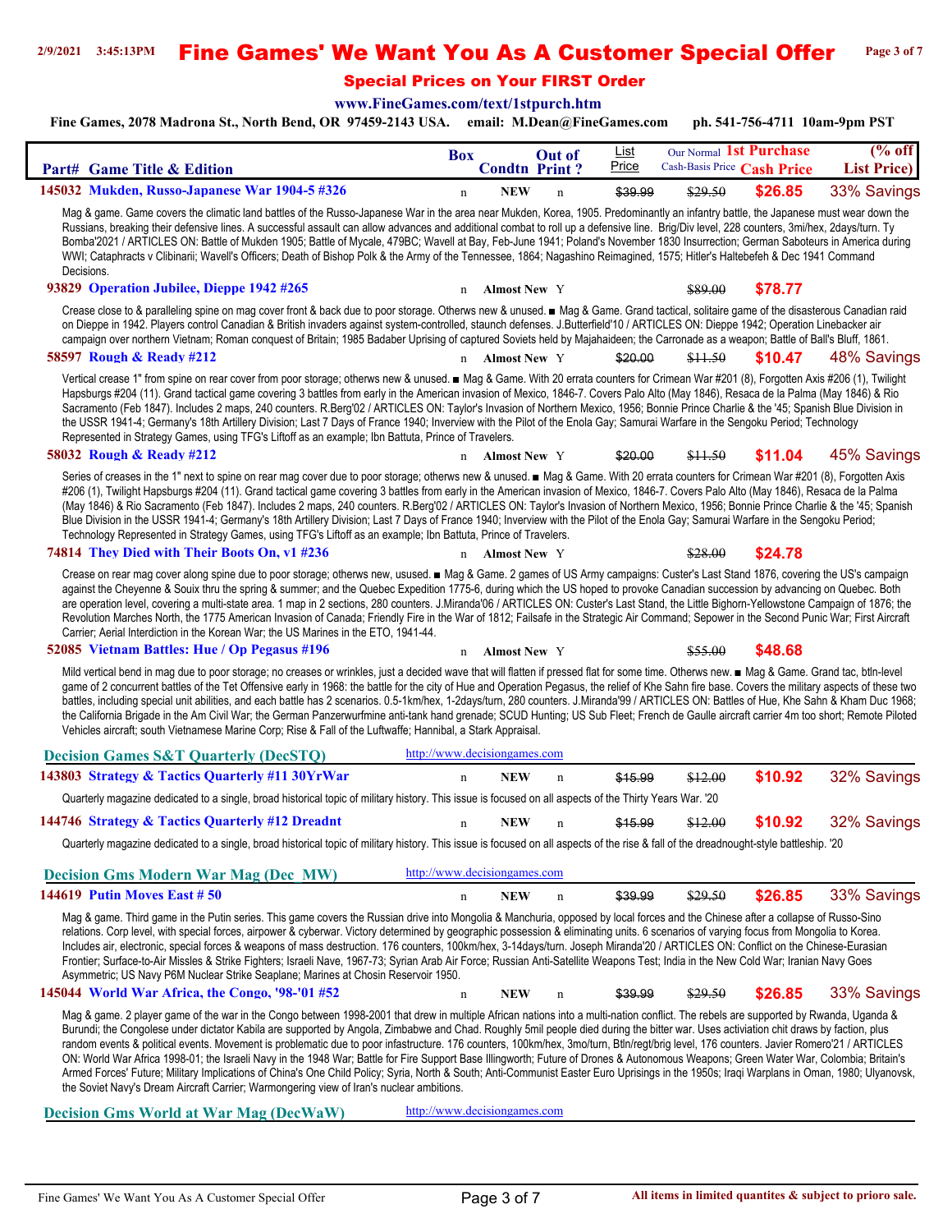# Fine Games' We Want You As A Customer Special Offer

## Special Prices on Your FIRST Order

www.FineGames.com/text/1stpurch.htm

Fine Games, 2078 Madrona St., North Bend, OR 97459-2143 USA. email: M.Dean@FineGames.com ph. 541-756-4711 10am-9pm PST

| Part# | Game Title & Edition | Box | Condtn | Out of Print ? | List Price | Our Normal Cash-Basis Price | 1st Purchase Cash Price | (% off List Price) |
|---|---|---|---|---|---|---|---|---|
| 145032 | Mukden, Russo-Japanese War 1904-5 #326 | n | NEW | n | ~~$39.99~~ | ~~$29.50~~ | $26.85 | 33% Savings |

Mag & game. Game covers the climatic land battles of the Russo-Japanese War in the area near Mukden, Korea, 1905. Predominantly an infantry battle, the Japanese must wear down the Russians, breaking their defensive lines. A successful assault can allow advances and additional combat to roll up a defensive line. Brig/Div level, 228 counters, 3mi/hex, 2days/turn. Ty Bomba'2021 / ARTICLES ON: Battle of Mukden 1905; Battle of Mycale, 479BC; Wavell at Bay, Feb-June 1941; Poland's November 1830 Insurrection; German Saboteurs in America during WWI; Cataphracts v Clibinarii; Wavell's Officers; Death of Bishop Polk & the Army of the Tennessee, 1864; Nagashino Reimagined, 1575; Hitler's Haltebefeh & Dec 1941 Command Decisions.

| Part# | Game Title & Edition | Box | Condtn | Out of Print ? | List Price | Our Normal Cash-Basis Price | 1st Purchase Cash Price | (% off List Price) |
|---|---|---|---|---|---|---|---|---|
| 93829 | Operation Jubilee, Dieppe 1942 #265 | n | Almost New | Y | | ~~$89.00~~ | $78.77 | |

Crease close to & paralleling spine on mag cover front & back due to poor storage. Otherws new & unused. ■ Mag & Game. Grand tactical, solitaire game of the disasterous Canadian raid on Dieppe in 1942. Players control Canadian & British invaders against system-controlled, staunch defenses. J.Butterfield'10 / ARTICLES ON: Dieppe 1942; Operation Linebacker air campaign over northern Vietnam; Roman conquest of Britain; 1985 Badaber Uprising of captured Soviets held by Majahaideen; the Carronade as a weapon; Battle of Ball's Bluff, 1861.

| Part# | Game Title & Edition | Box | Condtn | Out of Print ? | List Price | Our Normal Cash-Basis Price | 1st Purchase Cash Price | (% off List Price) |
|---|---|---|---|---|---|---|---|---|
| 58597 | Rough & Ready #212 | n | Almost New | Y | ~~$20.00~~ | ~~$11.50~~ | $10.47 | 48% Savings |

Vertical crease 1" from spine on rear cover from poor storage; otherws new & unused. ■ Mag & Game. With 20 errata counters for Crimean War #201 (8), Forgotten Axis #206 (1), Twilight Hapsburgs #204 (11). Grand tactical game covering 3 battles from early in the American invasion of Mexico, 1846-7. Covers Palo Alto (May 1846), Resaca de la Palma (May 1846) & Rio Sacramento (Feb 1847). Includes 2 maps, 240 counters. R.Berg'02 / ARTICLES ON: Taylor's Invasion of Northern Mexico, 1956; Bonnie Prince Charlie & the '45; Spanish Blue Division in the USSR 1941-4; Germany's 18th Artillery Division; Last 7 Days of France 1940; Inverview with the Pilot of the Enola Gay; Samurai Warfare in the Sengoku Period; Technology Represented in Strategy Games, using TFG's Liftoff as an example; Ibn Battuta, Prince of Travelers.

| Part# | Game Title & Edition | Box | Condtn | Out of Print ? | List Price | Our Normal Cash-Basis Price | 1st Purchase Cash Price | (% off List Price) |
|---|---|---|---|---|---|---|---|---|
| 58032 | Rough & Ready #212 | n | Almost New | Y | ~~$20.00~~ | ~~$11.50~~ | $11.04 | 45% Savings |

Series of creases in the 1" next to spine on rear mag cover due to poor storage; otherws new & unused. ■ Mag & Game. With 20 errata counters for Crimean War #201 (8), Forgotten Axis #206 (1), Twilight Hapsburgs #204 (11). Grand tactical game covering 3 battles from early in the American invasion of Mexico, 1846-7. Covers Palo Alto (May 1846), Resaca de la Palma (May 1846) & Rio Sacramento (Feb 1847). Includes 2 maps, 240 counters. R.Berg'02 / ARTICLES ON: Taylor's Invasion of Northern Mexico, 1956; Bonnie Prince Charlie & the '45; Spanish Blue Division in the USSR 1941-4; Germany's 18th Artillery Division; Last 7 Days of France 1940; Inverview with the Pilot of the Enola Gay; Samurai Warfare in the Sengoku Period; Technology Represented in Strategy Games, using TFG's Liftoff as an example; Ibn Battuta, Prince of Travelers.

| Part# | Game Title & Edition | Box | Condtn | Out of Print ? | List Price | Our Normal Cash-Basis Price | 1st Purchase Cash Price | (% off List Price) |
|---|---|---|---|---|---|---|---|---|
| 74814 | They Died with Their Boots On, v1 #236 | n | Almost New | Y | | ~~$28.00~~ | $24.78 | |

Crease on rear mag cover along spine due to poor storage; otherws new, ususedd. ■ Mag & Game. 2 games of US Army campaigns: Custer's Last Stand 1876, covering the US's campaign against the Cheyenne & Souix thru the spring & summer; and the Quebec Expedition 1775-6, during which the US hoped to provoke Canadian succession by advancing on Quebec. Both are operation level, covering a multi-state area. 1 map in 2 sections, 280 counters. J.Miranda'06 / ARTICLES ON: Custer's Last Stand, the Little Bighorn-Yellowstone Campaign of 1876; the Revolution Marches North, the 1775 American Invasion of Canada; Friendly Fire in the War of 1812; Failsafe in the Strategic Air Command; Sepower in the Second Punic War; First Aircraft Carrier; Aerial Interdiction in the Korean War; the US Marines in the ETO, 1941-44.

| Part# | Game Title & Edition | Box | Condtn | Out of Print ? | List Price | Our Normal Cash-Basis Price | 1st Purchase Cash Price | (% off List Price) |
|---|---|---|---|---|---|---|---|---|
| 52085 | Vietnam Battles: Hue / Op Pegasus #196 | n | Almost New | Y | | ~~$55.00~~ | $48.68 | |

Mild vertical bend in mag due to poor storage; no creases or wrinkles, just a decided wave that will flatten if pressed flat for some time. Otherws new. ■ Mag & Game. Grand tac, btln-level game of 2 concurrent battles of the Tet Offensive early in 1968: the battle for the city of Hue and Operation Pegasus, the relief of Khe Sahn fire base. Covers the military aspects of these two battles, including special unit abilities, and each battle has 2 scenarios. 0.5-1km/hex, 1-2days/turn, 280 counters. J.Miranda'99 / ARTICLES ON: Battles of Hue, Khe Sahn & Kham Duc 1968; the California Brigade in the Am Civil War; the German Panzerwurfmine anti-tank hand grenade; SCUD Hunting; US Sub Fleet; French de Gaulle aircraft carrier 4m too short; Remote Piloted Vehicles aircraft; south Vietnamese Marine Corp; Rise & Fall of the Luftwaffe; Hannibal, a Stark Appraisal.

## Decision Games S&T Quarterly (DecSTQ)

http://www.decisiongames.com

| Part# | Game Title & Edition | Box | Condtn | Out of Print ? | List Price | Our Normal Cash-Basis Price | 1st Purchase Cash Price | (% off List Price) |
|---|---|---|---|---|---|---|---|---|
| 143803 | Strategy & Tactics Quarterly #11 30YrWar | n | NEW | n | ~~$15.99~~ | ~~$12.00~~ | $10.92 | 32% Savings |

Quarterly magazine dedicated to a single, broad historical topic of military history. This issue is focused on all aspects of the Thirty Years War. '20

| Part# | Game Title & Edition | Box | Condtn | Out of Print ? | List Price | Our Normal Cash-Basis Price | 1st Purchase Cash Price | (% off List Price) |
|---|---|---|---|---|---|---|---|---|
| 144746 | Strategy & Tactics Quarterly #12 Dreadnt | n | NEW | n | ~~$15.99~~ | ~~$12.00~~ | $10.92 | 32% Savings |

Quarterly magazine dedicated to a single, broad historical topic of military history. This issue is focused on all aspects of the rise & fall of the dreadnought-style battleship. '20

## Decision Gms Modern War Mag (Dec_MW)

http://www.decisiongames.com

| Part# | Game Title & Edition | Box | Condtn | Out of Print ? | List Price | Our Normal Cash-Basis Price | 1st Purchase Cash Price | (% off List Price) |
|---|---|---|---|---|---|---|---|---|
| 144619 | Putin Moves East # 50 | n | NEW | n | ~~$39.99~~ | ~~$29.50~~ | $26.85 | 33% Savings |

Mag & game. Third game in the Putin series. This game covers the Russian drive into Mongolia & Manchuria, opposed by local forces and the Chinese after a collapse of Russo-Sino relations. Corp level, with special forces, airpower & cyberwar. Victory determined by geographic possession & eliminating units. 6 scenarios of varying focus from Mongolia to Korea. Includes air, electronic, special forces & weapons of mass destruction. 176 counters, 100km/hex, 3-14days/turn. Joseph Miranda'20 / ARTICLES ON: Conflict on the Chinese-Eurasian Frontier; Surface-to-Air Missles & Strike Fighters; Israeli Nave, 1967-73; Syrian Arab Air Force; Russian Anti-Satellite Weapons Test; India in the New Cold War; Iranian Navy Goes Asymmetric; US Navy P6M Nuclear Strike Seaplane; Marines at Chosin Reservoir 1950.

| Part# | Game Title & Edition | Box | Condtn | Out of Print ? | List Price | Our Normal Cash-Basis Price | 1st Purchase Cash Price | (% off List Price) |
|---|---|---|---|---|---|---|---|---|
| 145044 | World War Africa, the Congo, '98-'01 #52 | n | NEW | n | ~~$39.99~~ | ~~$29.50~~ | $26.85 | 33% Savings |

Mag & game. 2 player game of the war in the Congo between 1998-2001 that drew in multiple African nations into a multi-nation conflict. The rebels are supported by Rwanda, Uganda & Burundi; the Congolese under dictator Kabila are supported by Angola, Zimbabwe and Chad. Roughly 5mil people died during the bitter war. Uses activiation chit draws by faction, plus random events & political events. Movement is problematic due to poor infastructure. 176 counters, 100km/hex, 3mo/turn, Btln/regt/brig level, 176 counters. Javier Romero'21 / ARTICLES ON: World War Africa 1998-01; the Israeli Navy in the 1948 War; Battle for Fire Support Base Illingworth; Future of Drones & Autonomous Weapons; Green Water War, Colombia; Britain's Armed Forces' Future; Military Implications of China's One Child Policy; Syria, North & South; Anti-Communist Easter Euro Uprisings in the 1950s; Iraqi Warplans in Oman, 1980; Ulyanovsk, the Soviet Navy's Dream Aircraft Carrier; Warmongering view of Iran's nuclear ambitions.

## Decision Gms World at War Mag (DecWaW)

http://www.decisiongames.com

All items in limited quantites & subject to priora sale.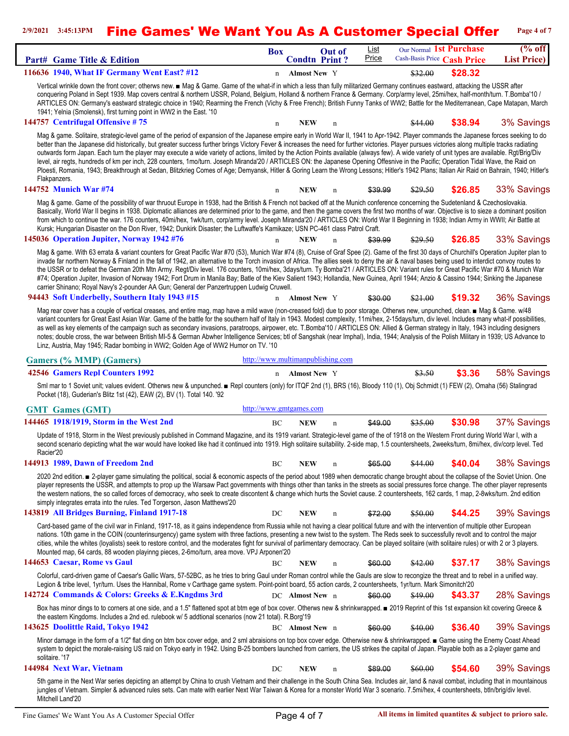# Fine Games' We Want You As A Customer Special Offer

2/9/2021 3:45:13PM

| Part# | Game Title & Edition | Box | Condtn | Out of Print ? | List Price | Our Normal Cash-Basis Price | 1st Purchase Cash Price | (% off List Price) |
|---|---|---|---|---|---|---|---|---|
| 116636 | 1940, What IF Germany Went East? #12 | n | Almost New | Y | | ~~$32.00~~ | $28.32 | |

Vertical wrinkle down the front cover; otherwes new. ■ Mag & Game. Game of the what-if in which a less than fully militarized Germany continues eastward, attacking the USSR after conquering Poland in Sept 1939. Map covers central & northern USSR, Poland, Belgium, Holland & northern France & Germany. Corp/army level, 25mi/hex, half-month/turn. T.Bomba'10 / ARTICLES ON: Germany's eastward strategic choice in 1940; Rearming the French (Vichy & Free French); British Funny Tanks of WW2; Battle for the Mediterranean, Cape Matapan, March 1941; Yelnia (Smolensk), first turning point in WW2 in the East. '10

| Part# | Game Title & Edition | Box | Condtn | Out of Print ? | List Price | Our Normal Cash-Basis Price | 1st Purchase Cash Price | (% off List Price) |
|---|---|---|---|---|---|---|---|---|
| 144757 | Centrifugal Offensive # 75 | n | NEW | n | | ~~$44.00~~ | $38.94 | 3% Savings |

Mag & game. Solitaire, strategic-level game of the period of expansion of the Japanese empire early in World War II, 1941 to Apr-1942. Player commands the Japanese forces seeking to do better than the Japanese did historically, but greater success further brings Victory Fever & increases the need for further victories. Player pursues victories along multiple tracks radiating outwards form Japan. Each turn the player may execute a wide variety of actions, limited by the Action Points available (always few). A wide variety of unit types are available. Rgt/Brig/Div level, air regts, hundreds of km per inch, 228 counters, 1mo/turn. Joseph Miranda'20 / ARTICLES ON: the Japanese Opening Offensive in the Pacific; Operation Tidal Wave, the Raid on Ploesti, Romania, 1943; Breakthrough at Sedan, Blitzkrieg Comes of Age; Demyansk, Hitler & Goring Learn the Wrong Lessons; Hitler's 1942 Plans; Italian Air Raid on Bahrain, 1940; Hitler's Flakpanzers.

| Part# | Game Title & Edition | Box | Condtn | Out of Print ? | List Price | Our Normal Cash-Basis Price | 1st Purchase Cash Price | (% off List Price) |
|---|---|---|---|---|---|---|---|---|
| 144752 | Munich War #74 | n | NEW | n | ~~$39.99~~ | ~~$29.50~~ | $26.85 | 33% Savings |

Mag & game. Game of the possibility of war thruout Europe in 1938, had the British & French not backed off at the Munich conference concerning the Sudetenland & Czechoslovakia. Basically, World War II begins in 1938. Diplomatic alliances are determined prior to the game, and then the game covers the first two months of war. Objective is to sieze a dominant position from which to continue the war. 176 counters, 40mi/hex, 1wk/turn, corp/army level. Joseph Miranda'20 / ARTICLES ON: World War II Beginning in 1938; Indian Army in WWII; Air Battle at Kursk; Hungarian Disaster on the Don River, 1942; Dunkirk Disaster; the Luftwaffe's Kamikaze; USN PC-461 class Patrol Craft.

| Part# | Game Title & Edition | Box | Condtn | Out of Print ? | List Price | Our Normal Cash-Basis Price | 1st Purchase Cash Price | (% off List Price) |
|---|---|---|---|---|---|---|---|---|
| 145036 | Operation Jupiter, Norway 1942 #76 | n | NEW | n | ~~$39.99~~ | ~~$29.50~~ | $26.85 | 33% Savings |

Mag & game. With 63 errata & variant counters for Great Pacific War #70 (53), Munich War #74 (8), Cruise of Graf Spee (2). Game of the first 30 days of Churchill's Operation Jupiter plan to invade far northern Norway & Finland in the fall of 1942, an alternative to the Torch invasion of Africa. The allies seek to deny the air & naval bases being used to interdict convoy routes to the USSR or to defeat the German 20th Mtn Army. Regt/Div level. 176 counters, 10mi/hex, 3days/turn. Ty Bomba'21 / ARTICLES ON: Variant rules for Great Pacific War #70 & Munich War #74; Operation Jupiter, Invasion of Norway 1942; Fort Drum in Manila Bay; Batle of the Kiev Salient 1943; Hollandia, New Guinea, April 1944; Anzio & Cassino 1944; Sinking the Japanese carrier Shinano; Royal Navy's 2-pounder AA Gun; General der Panzertruppen Ludwig Cruwell.

| Part# | Game Title & Edition | Box | Condtn | Out of Print ? | List Price | Our Normal Cash-Basis Price | 1st Purchase Cash Price | (% off List Price) |
|---|---|---|---|---|---|---|---|---|
| 94443 | Soft Underbelly, Southern Italy 1943 #15 | n | Almost New | Y | ~~$30.00~~ | ~~$21.00~~ | $19.32 | 36% Savings |

Mag rear cover has a couple of vertical creases, and entire mag, map have a mild wave (non-creased fold) due to poor storage. Otherws new, unpunched, clean. ■ Mag & Game. w/48 variant counters for Great East Asian War. Game of the battle for the southern half of Italy in 1943. Modest complexity, 11mi/hex, 2-15days/turn, div level. Includes many what-if possibilities, as well as key elements of the campaign such as secondary invasions, paratroops, airpower, etc. T.Bomba'10 / ARTICLES ON: Allied & German strategy in Italy, 1943 including designers notes; double cross, the war between British MI-5 & German Abwher Intelligence Services; btl of Sangshak (near Imphal), India, 1944; Analysis of the Polish Military in 1939; US Advance to Linz, Austria, May 1945; Radar bombing in WW2; Golden Age of WW2 Humor on TV. '10

## Gamers (% MMP) (Gamers)

http://www.multimanpublishing.com

| Part# | Game Title & Edition | Box | Condtn | Out of Print ? | List Price | Our Normal Cash-Basis Price | 1st Purchase Cash Price | (% off List Price) |
|---|---|---|---|---|---|---|---|---|
| 42546 | Gamers Repl Counters 1992 | n | Almost New | Y | | ~~$3.50~~ | $3.36 | 58% Savings |

Sml mar to 1 Soviet unit; values evident. Otherws new & unpunched. ■ Repl counters (only) for ITQF 2nd (1), BRS (16), Bloody 110 (1), Obj Schmidt (1) FEW (2), Omaha (56) Stalingrad Pocket (18), Guderian's Blitz 1st (42), EAW (2), BV (1). Total 140. '92

## GMT Games (GMT)

http://www.gmtgames.com

| Part# | Game Title & Edition | Box | Condtn | Out of Print ? | List Price | Our Normal Cash-Basis Price | 1st Purchase Cash Price | (% off List Price) |
|---|---|---|---|---|---|---|---|---|
| 144465 | 1918/1919, Storm in the West 2nd | BC | NEW | n | ~~$49.00~~ | ~~$35.00~~ | $30.98 | 37% Savings |

Update of 1918, Storm in the West previously published in Command Magazine, and its 1919 variant. Strategic-level game of the of 1918 on the Western Front during World War I, with a second scenario depicting what the war would have looked like had it continued into 1919. High solitaire suitability. 2-side map, 1.5 countersheets, 2weeks/turn, 8mi/hex, div/corp level. Ted Racier'20

| Part# | Game Title & Edition | Box | Condtn | Out of Print ? | List Price | Our Normal Cash-Basis Price | 1st Purchase Cash Price | (% off List Price) |
|---|---|---|---|---|---|---|---|---|
| 144913 | 1989, Dawn of Freedom 2nd | BC | NEW | n | ~~$65.00~~ | ~~$44.00~~ | $40.04 | 38% Savings |

2020 2nd edition. ■ 2-player game simulating the political, social & economic aspects of the period about 1989 when democratic change brought about the collapse of the Soviet Union. One player represents the USSR, and attempts to prop up the Warsaw Pact governments with things other than tanks in the streets as social pressures force change. The other player represents the western nations, the so called forces of democracy, who seek to create discontent & change which hurts the Soviet cause. 2 countersheets, 162 cards, 1 map, 2-8wks/turn. 2nd edition simply integrates errata into the rules. Ted Torgerson, Jason Matthews'20

| Part# | Game Title & Edition | Box | Condtn | Out of Print ? | List Price | Our Normal Cash-Basis Price | 1st Purchase Cash Price | (% off List Price) |
|---|---|---|---|---|---|---|---|---|
| 143819 | All Bridges Burning, Finland 1917-18 | DC | NEW | n | ~~$72.00~~ | ~~$50.00~~ | $44.25 | 39% Savings |

Card-based game of the civil war in Finland, 1917-18, as it gains independence from Russia while not having a clear political future and with the intervention of multiple other European nations. 10th game in the COIN (counterinsurgency) game system with three factions, presenting a new twist to the system. The Reds seek to successfully revolt and to control the major cities, while the whites (loyalists) seek to restore control, and the moderates fight for survival of parlimentary democracy. Can be played solitaire (with solitaire rules) or with 2 or 3 players. Mounted map, 64 cards, 88 wooden playinng pieces, 2-6mo/turn, area move. VPJ Arponen'20

| Part# | Game Title & Edition | Box | Condtn | Out of Print ? | List Price | Our Normal Cash-Basis Price | 1st Purchase Cash Price | (% off List Price) |
|---|---|---|---|---|---|---|---|---|
| 144653 | Caesar, Rome vs Gaul | BC | NEW | n | ~~$60.00~~ | ~~$42.00~~ | $37.17 | 38% Savings |

Colorful, card-driven game of Caesar's Gallic Wars, 57-52BC, as he tries to bring Gaul under Roman control while the Gauls are slow to recongize the threat and to rebel in a unified way. Legion & tribe level, 1yr/turn. Uses the Hannibal, Rome v Carthage game system. Point-point board, 55 action cards, 2 countersheets, 1yr/turn. Mark Simonitch'20

| Part# | Game Title & Edition | Box | Condtn | Out of Print ? | List Price | Our Normal Cash-Basis Price | 1st Purchase Cash Price | (% off List Price) |
|---|---|---|---|---|---|---|---|---|
| 142724 | Commands & Colors: Greeks & E.Kngdms 3rd | DC | Almost New | n | ~~$60.00~~ | ~~$49.00~~ | $43.37 | 28% Savings |

Box has minor dings to to corners at one side, and a 1.5" flattened spot at btm ege of box cover. Otherws new & shrinkwrapped. ■ 2019 Reprint of this 1st expansion kit covering Greece & the eastern Kingdoms. Includes a 2nd ed. rulebook w/ 5 addtional scenarios (now 21 total). R.Borg'19

| Part# | Game Title & Edition | Box | Condtn | Out of Print ? | List Price | Our Normal Cash-Basis Price | 1st Purchase Cash Price | (% off List Price) |
|---|---|---|---|---|---|---|---|---|
| 143625 | Doolittle Raid, Tokyo 1942 | BC | Almost New | n | ~~$60.00~~ | ~~$40.00~~ | $36.40 | 39% Savings |

Minor damage in the form of a 1/2" flat ding on btm box cover edge, and 2 sml abraisions on top box cover edge. Otherwise new & shrinkwrapped. ■ Game using the Enemy Coast Ahead system to depict the morale-raising US raid on Tokyo early in 1942. Using B-25 bombers launched from carriers, the US strikes the capital of Japan. Playable both as a 2-player game and solitaire. '17

| Part# | Game Title & Edition | Box | Condtn | Out of Print ? | List Price | Our Normal Cash-Basis Price | 1st Purchase Cash Price | (% off List Price) |
|---|---|---|---|---|---|---|---|---|
| 144984 | Next War, Vietnam | DC | NEW | n | ~~$89.00~~ | ~~$60.00~~ | $54.60 | 39% Savings |

5th game in the Next War series depicting an attempt by China to crush Vietnam and their challenge in the South China Sea. Includes air, land & naval combat, including that in mountainous jungles of Vietnam. Simpler & advanced rules sets. Can mate with earlier Next War Taiwan & Korea for a monster World War 3 scenario. 7.5mi/hex, 4 countersheets, btln/brig/div level. Mitchell Land'20

All items in limited quantites & subject to prioro sale.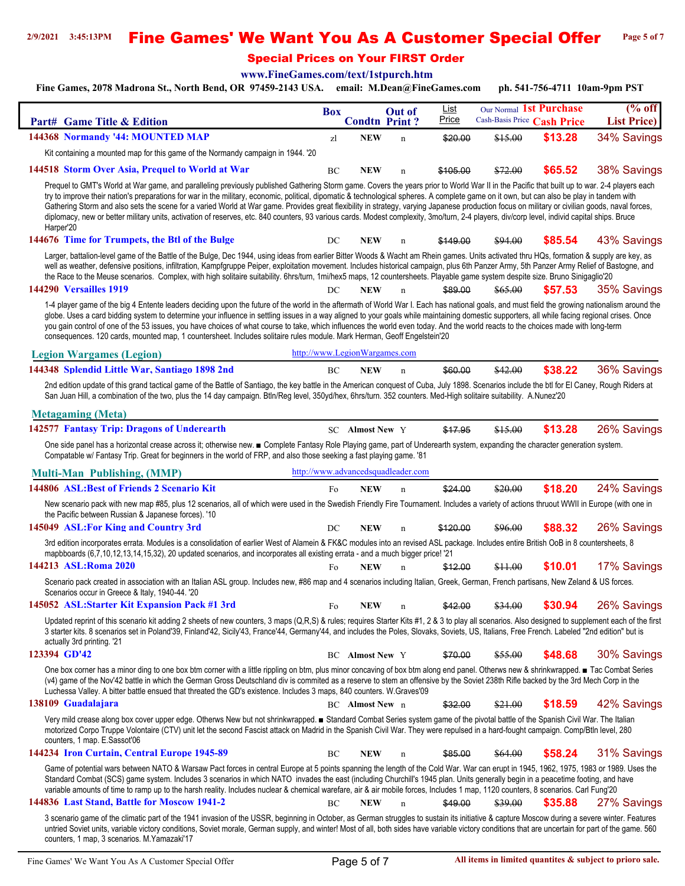# Fine Games' We Want You As A Customer Special Offer

## Special Prices on Your FIRST Order

www.FineGames.com/text/1stpurch.htm

Fine Games, 2078 Madrona St., North Bend, OR 97459-2143 USA. email: M.Dean@FineGames.com ph. 541-756-4711 10am-9pm PST

| Part# | Game Title & Edition | Box | Condtn | Out of Print ? | List Price | Our Normal Cash-Basis Price | 1st Purchase Cash Price | (% off List Price) |
|---|---|---|---|---|---|---|---|---|
| 144368 | **Normandy '44: MOUNTED MAP** | zl | NEW | n | ~~$20.00~~ | ~~$15.00~~ | $13.28 | 34% Savings |

Kit containing a mounted map for this game of the Normandy campaign in 1944. '20

| Part# | Game Title & Edition | Box | Condtn | Out of Print ? | List Price | Our Normal Cash-Basis Price | 1st Purchase Cash Price | (% off List Price) |
|---|---|---|---|---|---|---|---|---|
| 144518 | **Storm Over Asia, Prequel to World at War** | BC | NEW | n | ~~$105.00~~ | ~~$72.00~~ | $65.52 | 38% Savings |

Prequel to GMT's World at War game, and paralleling previously published Gathering Storm game. Covers the years prior to World War II in the Pacific that built up to war. 2-4 players each try to improve their nation's preparations for war in the military, economic, political, dipomatic & technological spheres. A complete game on it own, but can also be play in tandem with Gathering Storm and also sets the scene for a varied World at War game. Provides great flexibility in strategy, varying Japanese production focus on military or civilian goods, naval forces, diplomacy, new or better military units, activation of reserves, etc. 840 counters, 93 various cards. Modest complexity, 3mo/turn, 2-4 players, div/corp level, individ capital ships. Bruce Harper'20

| Part# | Game Title & Edition | Box | Condtn | Out of Print ? | List Price | Our Normal Cash-Basis Price | 1st Purchase Cash Price | (% off List Price) |
|---|---|---|---|---|---|---|---|---|
| 144676 | **Time for Trumpets, the Btl of the Bulge** | DC | NEW | n | ~~$149.00~~ | ~~$94.00~~ | $85.54 | 43% Savings |

Larger, battalion-level game of the Battle of the Bulge, Dec 1944, using ideas from earlier Bitter Woods & Wacht am Rhein games. Units activated thru HQs, formation & supply are key, as well as weather, defensive positions, infiltration, Kampfgruppe Peiper, exploitation movement. Includes historical campaign, plus 6th Panzer Army, 5th Panzer Army Relief of Bastogne, and the Race to the Meuse scenarios. Complex, with high solitaire suitability. 6hrs/turn, 1mi/hex5 maps, 12 countersheets. Playable game system despite size. Bruno Sinigaglio'20

| Part# | Game Title & Edition | Box | Condtn | Out of Print ? | List Price | Our Normal Cash-Basis Price | 1st Purchase Cash Price | (% off List Price) |
|---|---|---|---|---|---|---|---|---|
| 144290 | **Versailles 1919** | DC | NEW | n | ~~$89.00~~ | ~~$65.00~~ | $57.53 | 35% Savings |

1-4 player game of the big 4 Entente leaders deciding upon the future of the world in the aftermath of World War I. Each has national goals, and must field the growing nationalism around the globe. Uses a card bidding system to determine your influence in settling issues in a way aligned to your goals while maintaining domestic supporters, all while facing regional crises. Once you gain control of one of the 53 issues, you have choices of what course to take, which influences the world even today. And the world reacts to the choices made with long-term consequences. 120 cards, mounted map, 1 countersheet. Includes solitaire rules module. Mark Herman, Geoff Engelstein'20

### Legion Wargames (Legion)

http://www.LegionWargames.com

| Part# | Game Title & Edition | Box | Condtn | Out of Print ? | List Price | Our Normal Cash-Basis Price | 1st Purchase Cash Price | (% off List Price) |
|---|---|---|---|---|---|---|---|---|
| 144348 | **Splendid Little War, Santiago 1898 2nd** | BC | NEW | n | ~~$60.00~~ | ~~$42.00~~ | $38.22 | 36% Savings |

2nd edition update of this grand tactical game of the Battle of Santiago, the key battle in the American conquest of Cuba, July 1898. Scenarios include the btl for El Caney, Rough Riders at San Juan Hill, a combination of the two, plus the 14 day campaign. Btln/Reg level, 350yd/hex, 6hrs/turn. 352 counters. Med-High solitaire suitability. A.Nunez'20

### Metagaming (Meta)

| Part# | Game Title & Edition | Box | Condtn | Out of Print ? | List Price | Our Normal Cash-Basis Price | 1st Purchase Cash Price | (% off List Price) |
|---|---|---|---|---|---|---|---|---|
| 142577 | **Fantasy Trip: Dragons of Underearth** | SC | Almost New | Y | ~~$17.95~~ | ~~$15.00~~ | $13.28 | 26% Savings |

One side panel has a horizontal crease across it; otherwise new. ■ Complete Fantasy Role Playing game, part of Underearth system, expanding the character generation system. Compatable w/ Fantasy Trip. Great for beginners in the world of FRP, and also those seeking a fast playing game. '81

### Multi-Man Publishing, (MMP)

http://www.advancedsquadleader.com

| Part# | Game Title & Edition | Box | Condtn | Out of Print ? | List Price | Our Normal Cash-Basis Price | 1st Purchase Cash Price | (% off List Price) |
|---|---|---|---|---|---|---|---|---|
| 144806 | **ASL:Best of Friends 2 Scenario Kit** | Fo | NEW | n | ~~$24.00~~ | ~~$20.00~~ | $18.20 | 24% Savings |

New scenario pack with new map #85, plus 12 scenarios, all of which were used in the Swedish Friendly Fire Tournament. Includes a variety of actions thruout WWII in Europe (with one in the Pacific between Russian & Japanese forces). '10

| Part# | Game Title & Edition | Box | Condtn | Out of Print ? | List Price | Our Normal Cash-Basis Price | 1st Purchase Cash Price | (% off List Price) |
|---|---|---|---|---|---|---|---|---|
| 145049 | **ASL:For King and Country 3rd** | DC | NEW | n | ~~$120.00~~ | ~~$96.00~~ | $88.32 | 26% Savings |

3rd edition incorporates errata. Modules is a consolidation of earlier West of Alamein & FK&C modules into an revised ASL package. Includes entire British OoB in 8 countersheets, 8 mapbboards (6,7,10,12,13,14,15,32), 20 updated scenarios, and incorporates all existing errata - and a much bigger price! '21

| Part# | Game Title & Edition | Box | Condtn | Out of Print ? | List Price | Our Normal Cash-Basis Price | 1st Purchase Cash Price | (% off List Price) |
|---|---|---|---|---|---|---|---|---|
| 144213 | **ASL:Roma 2020** | Fo | NEW | n | ~~$12.00~~ | ~~$11.00~~ | $10.01 | 17% Savings |

Scenario pack created in association with an Italian ASL group. Includes new, #86 map and 4 scenarios including Italian, Greek, German, French partisans, New Zeland & US forces. Scenarios occur in Greece & Italy, 1940-44. '20

| Part# | Game Title & Edition | Box | Condtn | Out of Print ? | List Price | Our Normal Cash-Basis Price | 1st Purchase Cash Price | (% off List Price) |
|---|---|---|---|---|---|---|---|---|
| 145052 | **ASL:Starter Kit Expansion Pack #1 3rd** | Fo | NEW | n | ~~$42.00~~ | ~~$34.00~~ | $30.94 | 26% Savings |

Updated reprint of this scenario kit adding 2 sheets of new counters, 3 maps (Q,R,S) & rules; requires Starter Kits #1, 2 & 3 to play all scenarios. Also designed to supplement each of the first 3 starter kits. 8 scenarios set in Poland'39, Finland'42, Sicily'43, France'44, Germany'44, and includes the Poles, Slovaks, Soviets, US, Italians, Free French. Labeled "2nd edition" but is actually 3rd printing. '21

| Part# | Game Title & Edition | Box | Condtn | Out of Print ? | List Price | Our Normal Cash-Basis Price | 1st Purchase Cash Price | (% off List Price) |
|---|---|---|---|---|---|---|---|---|
| 123394 | **GD'42** | BC | Almost New | Y | ~~$70.00~~ | ~~$55.00~~ | $48.68 | 30% Savings |

One box corner has a minor ding to one box btm corner with a little rippling on btm, plus minor concaving of box btm along end panel. Otherws new & shrinkwrapped. ■ Tac Combat Series (v4) game of the Nov'42 battle in which the German Gross Deutschland div is commited as a reserve to stem an offensive by the Soviet 238th Rifle backed by the 3rd Mech Corp in the Luchessa Valley. A bitter battle ensued that threated the GD's existence. Includes 3 maps, 840 counters. W.Graves'09

| Part# | Game Title & Edition | Box | Condtn | Out of Print ? | List Price | Our Normal Cash-Basis Price | 1st Purchase Cash Price | (% off List Price) |
|---|---|---|---|---|---|---|---|---|
| 138109 | **Guadalajara** | BC | Almost New | n | ~~$32.00~~ | ~~$21.00~~ | $18.59 | 42% Savings |

Very mild crease along box cover upper edge. Otherws New but not shrinkwrapped. ■ Standard Combat Series system game of the pivotal battle of the Spanish Civil War. The Italian motorized Corpo Truppe Volontaire (CTV) unit let the second Fascist attack on Madrid in the Spanish Civil War. They were repulsed in a hard-fought campaign. Comp/Btln level, 280 counters, 1 map. E.Sassot'06

| Part# | Game Title & Edition | Box | Condtn | Out of Print ? | List Price | Our Normal Cash-Basis Price | 1st Purchase Cash Price | (% off List Price) |
|---|---|---|---|---|---|---|---|---|
| 144234 | **Iron Curtain, Central Europe 1945-89** | BC | NEW | n | ~~$85.00~~ | ~~$64.00~~ | $58.24 | 31% Savings |

Game of potential wars between NATO & Warsaw Pact forces in central Europe at 5 points spanning the length of the Cold War. War can erupt in 1945, 1962, 1975, 1983 or 1989. Uses the Standard Combat (SCS) game system. Includes 3 scenarios in which NATO invades the east (including Churchill's 1945 plan. Units generally begin in a peacetime footing, and have variable amounts of time to ramp up to the harsh reality. Includes nuclear & chemical warefare, air & air mobile forces, Includes 1 map, 1120 counters, 8 scenarios. Carl Fung'20

| Part# | Game Title & Edition | Box | Condtn | Out of Print ? | List Price | Our Normal Cash-Basis Price | 1st Purchase Cash Price | (% off List Price) |
|---|---|---|---|---|---|---|---|---|
| 144836 | **Last Stand, Battle for Moscow 1941-2** | BC | NEW | n | ~~$49.00~~ | ~~$39.00~~ | $35.88 | 27% Savings |

3 scenario game of the climatic part of the 1941 invasion of the USSR, beginning in October, as German struggles to sustain its initiative & capture Moscow during a severe winter. Features untried Soviet units, variable victory conditions, Soviet morale, German supply, and winter! Most of all, both sides have variable victory conditions that are uncertain for part of the game. 560 counters, 1 map, 3 scenarios. M.Yamazaki'17

All items in limited quantites & subject to prioro sale.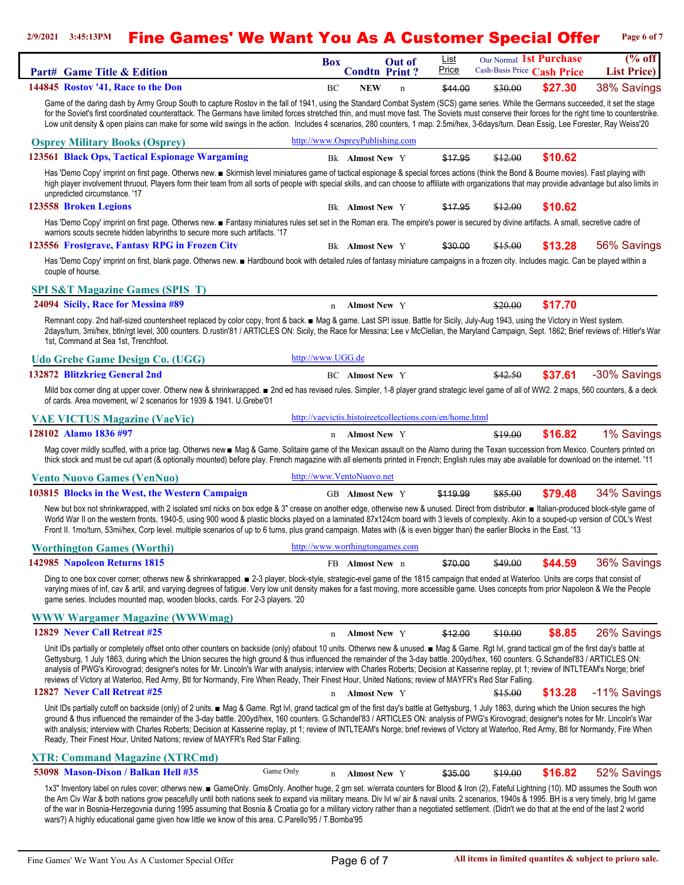# Fine Games' We Want You As A Customer Special Offer

| Part# | Game Title & Edition | Box | Condtn | Out of Print ? | List Price | Our Normal Cash-Basis Price | 1st Purchase Cash Price | (% off List Price) |
|---|---|---|---|---|---|---|---|---|
| 144845 | **Rostov '41, Race to the Don** | BC | NEW | n | ~~$44.00~~ | ~~$30.00~~ | $27.30 | 38% Savings |

Game of the daring dash by Army Group South to capture Rostov in the fall of 1941, using the Standard Combat System (SCS) game series. While the Germans succeeded, it set the stage for the Soviet's first coordinated counterattack. The Germans have limited forces stretched thin, and must move fast. The Soviets must conserve their forces for the right time to counterstrike. Low unit density & open plains can make for some wild swings in the action. Includes 4 scenarios, 280 counters, 1 map. 2.5mi/hex, 3-6days/turn. Dean Essig, Lee Forester, Ray Weiss'20

## Osprey Military Books (Osprey)
http://www.OspreyPublishing.com

| Part# | Game Title & Edition | Box | Condtn | Out of Print ? | List Price | Our Normal Cash-Basis Price | 1st Purchase Cash Price | (% off List Price) |
|---|---|---|---|---|---|---|---|---|
| 123561 | **Black Ops, Tactical Espionage Wargaming** | Bk | Almost New | Y | ~~$17.95~~ | ~~$12.00~~ | $10.62 | |

Has 'Demo Copy' imprint on first page. Otherws new. ■ Skirmish level miniatures game of tactical espionage & special forces actions (think the Bond & Bourne movies). Fast playing with high player involvement thruout. Players form their team from all sorts of people with special skills, and can choose to affiliate with organizations that may providie advantage but also limits in unpredicted circumstance. '17

| Part# | Game Title & Edition | Box | Condtn | Out of Print ? | List Price | Our Normal Cash-Basis Price | 1st Purchase Cash Price | (% off List Price) |
|---|---|---|---|---|---|---|---|---|
| 123558 | **Broken Legions** | Bk | Almost New | Y | ~~$17.95~~ | ~~$12.00~~ | $10.62 | |

Has 'Demo Copy' imprint on first page. Otherws new. ■ Fantasy miniatures rules set set in the Roman era. The empire's power is secured by divine artifacts. A small, secretive cadre of warriors scouts secrete hidden labyrinths to secure more such artifacts. '17

| Part# | Game Title & Edition | Box | Condtn | Out of Print ? | List Price | Our Normal Cash-Basis Price | 1st Purchase Cash Price | (% off List Price) |
|---|---|---|---|---|---|---|---|---|
| 123556 | **Frostgrave, Fantasy RPG in Frozen City** | Bk | Almost New | Y | ~~$30.00~~ | ~~$15.00~~ | $13.28 | 56% Savings |

Has 'Demo Copy' imprint on first, blank page. Otherws new. ■ Hardbound book with detailed rules of fantasy miniature campaigns in a frozen city. Includes magic. Can be played within a couple of hourse.

## SPI S&T Magazine Games (SPIS_T)

| Part# | Game Title & Edition | Box | Condtn | Out of Print ? | List Price | Our Normal Cash-Basis Price | 1st Purchase Cash Price | (% off List Price) |
|---|---|---|---|---|---|---|---|---|
| 24094 | **Sicily, Race for Messina #89** | n | Almost New | Y | | ~~$20.00~~ | $17.70 | |

Remnant copy. 2nd half-sized countersheet replaced by color copy, front & back. ■ Mag & game. Last SPI issue. Battle for Sicily, July-Aug 1943, using the Victory in West system. 2days/turn, 3mi/hex, btln/rgt level, 300 counters. D.rustin'81 / ARTICLES ON: Sicily, the Race for Messina; Lee v McClellan, the Maryland Campaign, Sept. 1862; Brief reviews of: Hitler's War 1st, Command at Sea 1st, Trenchfoot.

## Udo Grebe Game Design Co. (UGG)
http://www.UGG.de

| Part# | Game Title & Edition | Box | Condtn | Out of Print ? | List Price | Our Normal Cash-Basis Price | 1st Purchase Cash Price | (% off List Price) |
|---|---|---|---|---|---|---|---|---|
| 132872 | **Blitzkrieg General 2nd** | BC | Almost New | Y | | ~~$42.50~~ | $37.61 | -30% Savings |

Mild box corner ding at upper cover. Otherw new & shrinkwrapped. ■ 2nd ed has revised rules. Simpler, 1-8 player grand strategic level game of all of WW2. 2 maps, 560 counters, & a deck of cards. Area movement, w/ 2 scenarios for 1939 & 1941. U.Grebe'01

## VAE VICTUS Magazine (VaeVic)
http://vaevictis.histoireetcollections.com/en/home.html

| Part# | Game Title & Edition | Box | Condtn | Out of Print ? | List Price | Our Normal Cash-Basis Price | 1st Purchase Cash Price | (% off List Price) |
|---|---|---|---|---|---|---|---|---|
| 128102 | **Alamo 1836 #97** | n | Almost New | Y | | ~~$19.00~~ | $16.82 | 1% Savings |

Mag cover mildly scuffed, with a price tag. Otherws new ■ Mag & Game. Solitaire game of the Mexican assault on the Alamo during the Texan succession from Mexico. Counters printed on thick stock and must be cut apart (& optionally mounted) before play. French magazine with all elements printed in French; English rules may abe available for download on the internet. '11

## Vento Nuovo Games (VenNuo)
http://www.VentoNuovo.net

| Part# | Game Title & Edition | Box | Condtn | Out of Print ? | List Price | Our Normal Cash-Basis Price | 1st Purchase Cash Price | (% off List Price) |
|---|---|---|---|---|---|---|---|---|
| 103815 | **Blocks in the West, the Western Campaign** | GB | Almost New | Y | ~~$119.99~~ | ~~$85.00~~ | $79.48 | 34% Savings |

New but box not shrinkwrapped, with 2 isolated sml nicks on box edge & 3" crease on another edge, otherwise new & unused. Direct from distributor. ■ Italian-produced block-style game of World War II on the western fronts, 1940-5, using 900 wood & plastic blocks played on a laminated 87x124cm board with 3 levels of complexity. Akin to a souped-up version of COL's West Front II. 1mo/turn, 53mi/hex, Corp level. multiple scenarios of up to 6 turns, plus grand campaign. Mates with (& is even bigger than) the earlier Blocks in the East. '13

## Worthington Games (Worthi)
http://www.worthingtongames.com

| Part# | Game Title & Edition | Box | Condtn | Out of Print ? | List Price | Our Normal Cash-Basis Price | 1st Purchase Cash Price | (% off List Price) |
|---|---|---|---|---|---|---|---|---|
| 142985 | **Napoleon Returns 1815** | FB | Almost New | n | ~~$70.00~~ | ~~$49.00~~ | $44.59 | 36% Savings |

Ding to one box cover corner; otherws new & shrinkwrapped. ■ 2-3 player, block-style, strategic-evel game of the 1815 campaign that ended at Waterloo. Units are corps that consist of varying mixes of inf, cav & artil, and varying degrees of fatigue. Very low unit density makes for a fast moving, more accessible game. Uses concepts from prior Napoleon & We the People game series. Includes mounted map, wooden blocks, cards. For 2-3 players. '20

## WWW Wargamer Magazine (WWWmag)

| Part# | Game Title & Edition | Box | Condtn | Out of Print ? | List Price | Our Normal Cash-Basis Price | 1st Purchase Cash Price | (% off List Price) |
|---|---|---|---|---|---|---|---|---|
| 12829 | **Never Call Retreat #25** | n | Almost New | Y | ~~$12.00~~ | ~~$10.00~~ | $8.85 | 26% Savings |

Unit IDs partially or completely offset onto other counters on backside (only) ofabout 10 units. Otherws new & unused. ■ Mag & Game. Rgt lvl, grand tactical gm of the first day's battle at Gettysburg, 1 July 1863, during which the Union secures the high ground & thus influenced the remainder of the 3-day battle. 200yd/hex, 160 counters. G.Schandel'83 / ARTICLES ON: analysis of PWG's Kirovograd; designer's notes for Mr. Lincoln's War with analysis; interview with Charles Roberts; Decision at Kasserine replay, pt 1; review of INTLTEAM's Norge; brief reviews of Victory at Waterloo, Red Army, Btl for Normandy, Fire When Ready, Their Finest Hour, United Nations; review of MAYFR's Red Star Falling.

| Part# | Game Title & Edition | Box | Condtn | Out of Print ? | List Price | Our Normal Cash-Basis Price | 1st Purchase Cash Price | (% off List Price) |
|---|---|---|---|---|---|---|---|---|
| 12827 | **Never Call Retreat #25** | n | Almost New | Y | | ~~$15.00~~ | $13.28 | -11% Savings |

Unit IDs partially cutoff on backside (only) of 2 units. ■ Mag & Game. Rgt lvl, grand tactical gm of the first day's battle at Gettysburg, 1 July 1863, during which the Union secures the high ground & thus influenced the remainder of the 3-day battle. 200yd/hex, 160 counters. G.Schandel'83 / ARTICLES ON: analysis of PWG's Kirovograd; designer's notes for Mr. Lincoln's War with analysis; interview with Charles Roberts; Decision at Kasserine replay, pt 1; review of INTLTEAM's Norge; brief reviews of Victory at Waterloo, Red Army, Btl for Normandy, Fire When Ready, Their Finest Hour, United Nations; review of MAYFR's Red Star Falling.

## XTR: Command Magazine (XTRCmd)

| Part# | Game Title & Edition | Box | Condtn | Out of Print ? | List Price | Our Normal Cash-Basis Price | 1st Purchase Cash Price | (% off List Price) |
|---|---|---|---|---|---|---|---|---|
| 53098 | **Mason-Dixon / Balkan Hell #35** (Game Only) | n | Almost New | Y | ~~$35.00~~ | ~~$19.00~~ | $16.82 | 52% Savings |

1x3" Inventory label on rules cover; otherws new. ■ GameOnly. GmsOnly. Another huge, 2 gm set. w/errata counters for Blood & Iron (2), Fateful Lightning (10). MD assumes the South won the Am Civ War & both nations grow peacefully until both nations seek to expand via military means. Div lvl w/ air & naval units. 2 scenarios, 1940s & 1995. BH is a very timely, brig lvl game of the war in Bosnia-Herzegovnia during 1995 assuming that Bosnia & Croatia go for a military victory rather than a negotiated settlement. (Didn't we do that at the end of the last 2 world wars?) A highly educational game given how little we know of this area. C.Parello'95 / T.Bomba'95

All items in limited quantites & subject to priorо sale.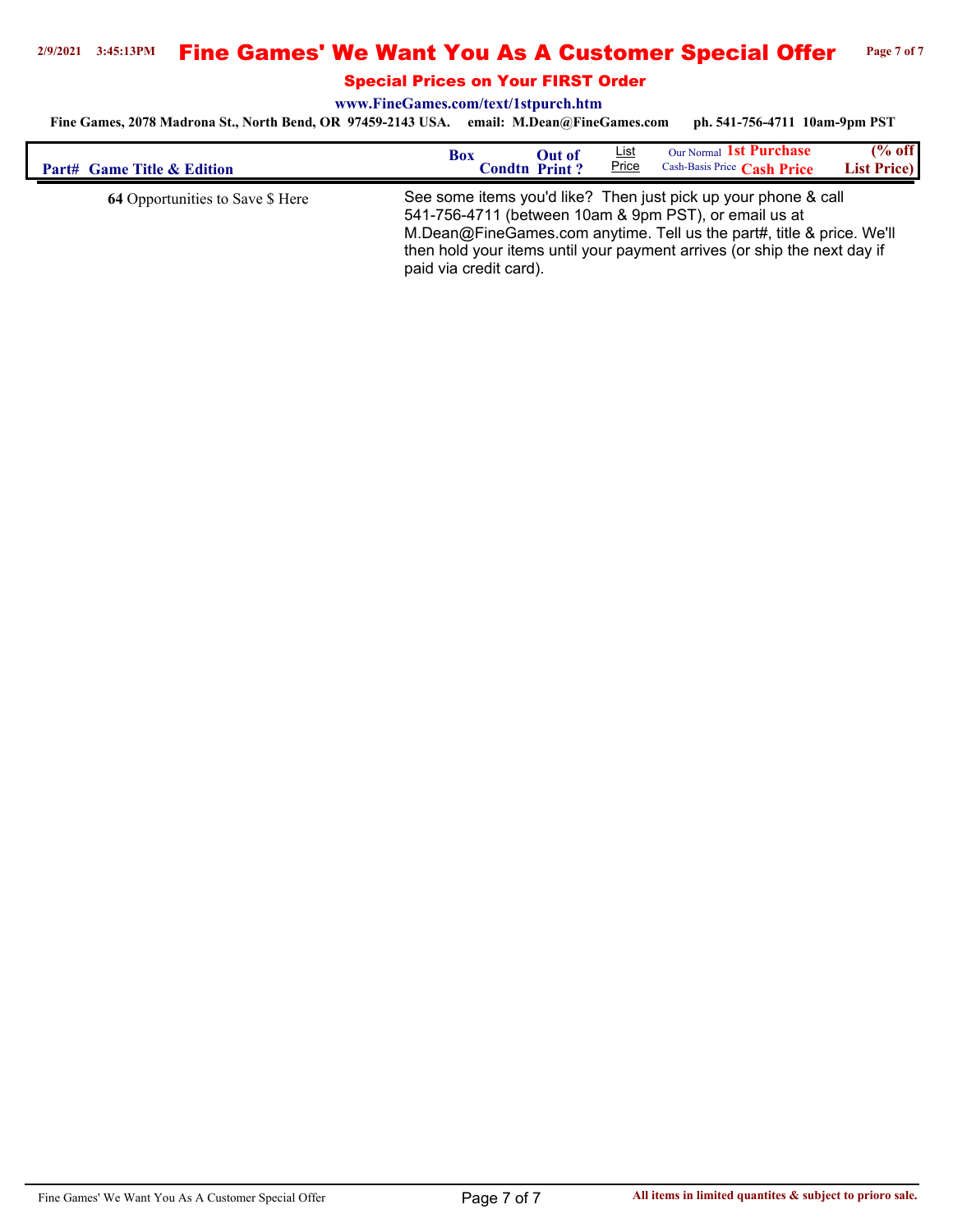# Fine Games' We Want You As A Customer Special Offer

## Special Prices on Your FIRST Order

www.FineGames.com/text/1stpurch.htm

Fine Games, 2078 Madrona St., North Bend, OR 97459-2143 USA. email: M.Dean@FineGames.com ph. 541-756-4711 10am-9pm PST

| Part# Game Title & Edition | Box Condtn | Out of Print ? | List Price | Our Normal Cash-Basis Price | 1st Purchase Cash Price | (% off List Price) |
|---|---|---|---|---|---|---|

**64** Opportunities to Save $ Here

See some items you'd like? Then just pick up your phone & call 541-756-4711 (between 10am & 9pm PST), or email us at M.Dean@FineGames.com anytime. Tell us the part#, title & price. We'll then hold your items until your payment arrives (or ship the next day if paid via credit card).

All items in limited quantites & subject to prioro sale.